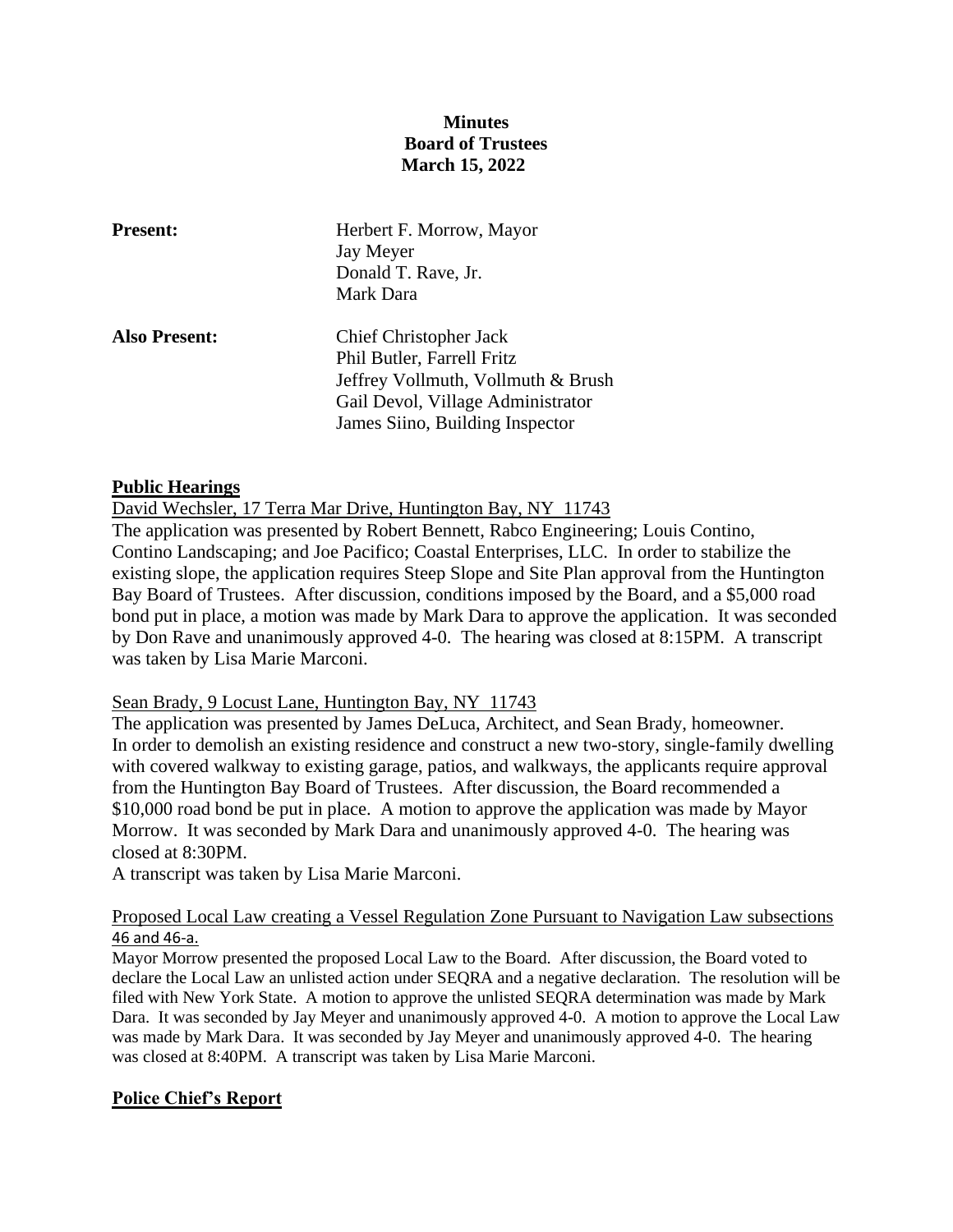**Minutes**
**Board of Trustees**
**March 15, 2022**

| | |
|---|---|
| **Present:** | Herbert F. Morrow, Mayor<br>Jay Meyer<br>Donald T. Rave, Jr.<br>Mark Dara |
| **Also Present:** | Chief Christopher Jack<br>Phil Butler, Farrell Fritz<br>Jeffrey Vollmuth, Vollmuth & Brush<br>Gail Devol, Village Administrator<br>James Siino, Building Inspector |

## Public Hearings

David Wechsler, 17 Terra Mar Drive, Huntington Bay, NY 11743

The application was presented by Robert Bennett, Rabco Engineering; Louis Contino, Contino Landscaping; and Joe Pacifico; Coastal Enterprises, LLC. In order to stabilize the existing slope, the application requires Steep Slope and Site Plan approval from the Huntington Bay Board of Trustees. After discussion, conditions imposed by the Board, and a $5,000 road bond put in place, a motion was made by Mark Dara to approve the application. It was seconded by Don Rave and unanimously approved 4-0. The hearing was closed at 8:15PM. A transcript was taken by Lisa Marie Marconi.

Sean Brady, 9 Locust Lane, Huntington Bay, NY 11743

The application was presented by James DeLuca, Architect, and Sean Brady, homeowner. In order to demolish an existing residence and construct a new two-story, single-family dwelling with covered walkway to existing garage, patios, and walkways, the applicants require approval from the Huntington Bay Board of Trustees. After discussion, the Board recommended a $10,000 road bond be put in place. A motion to approve the application was made by Mayor Morrow. It was seconded by Mark Dara and unanimously approved 4-0. The hearing was closed at 8:30PM.

A transcript was taken by Lisa Marie Marconi.

Proposed Local Law creating a Vessel Regulation Zone Pursuant to Navigation Law subsections 46 and 46-a.

Mayor Morrow presented the proposed Local Law to the Board. After discussion, the Board voted to declare the Local Law an unlisted action under SEQRA and a negative declaration. The resolution will be filed with New York State. A motion to approve the unlisted SEQRA determination was made by Mark Dara. It was seconded by Jay Meyer and unanimously approved 4-0. A motion to approve the Local Law was made by Mark Dara. It was seconded by Jay Meyer and unanimously approved 4-0. The hearing was closed at 8:40PM. A transcript was taken by Lisa Marie Marconi.

## Police Chief's Report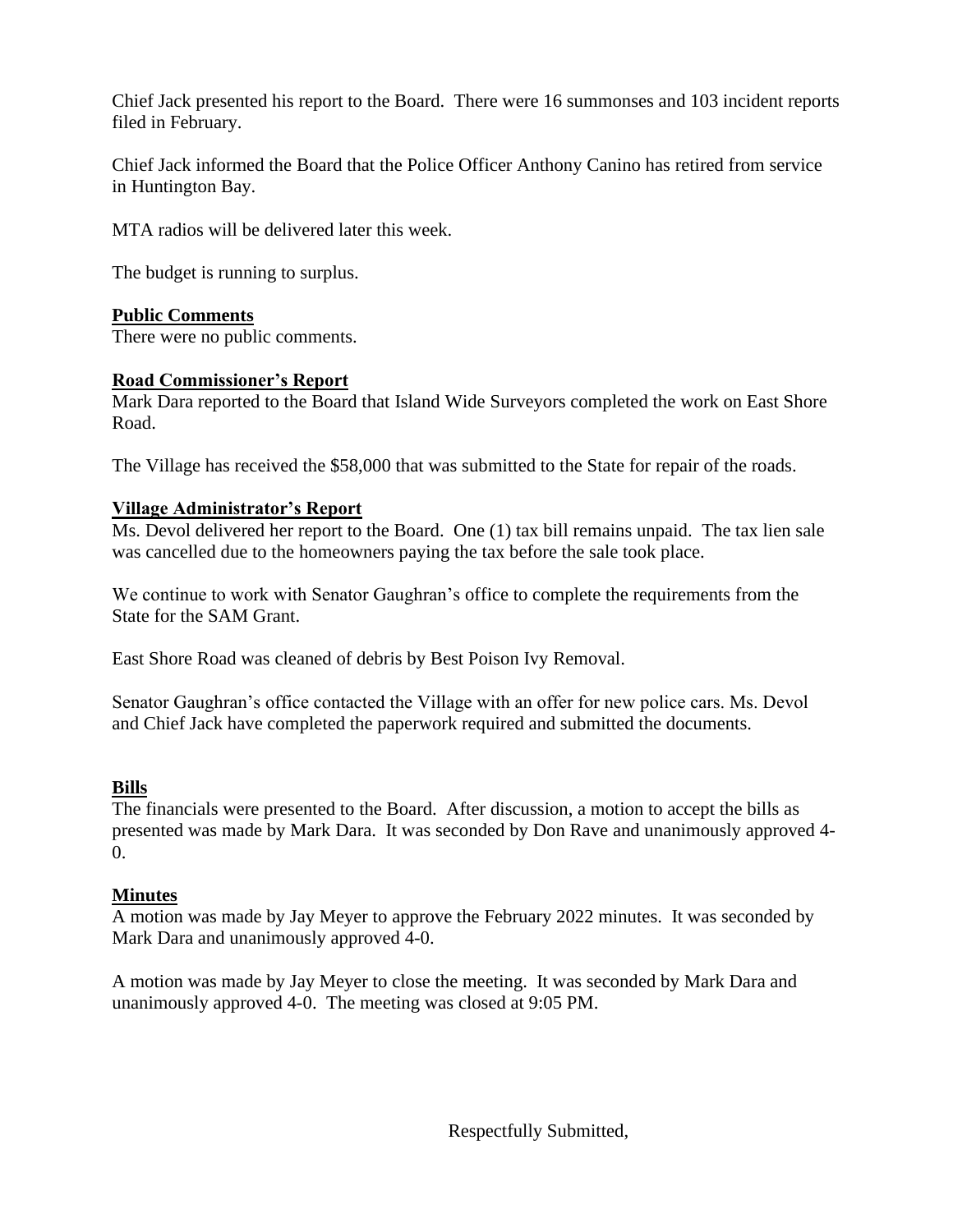Chief Jack presented his report to the Board. There were 16 summonses and 103 incident reports filed in February.

Chief Jack informed the Board that the Police Officer Anthony Canino has retired from service in Huntington Bay.

MTA radios will be delivered later this week.

The budget is running to surplus.

**Public Comments**

There were no public comments.

**Road Commissioner's Report**

Mark Dara reported to the Board that Island Wide Surveyors completed the work on East Shore Road.

The Village has received the $58,000 that was submitted to the State for repair of the roads.

**Village Administrator's Report**

Ms. Devol delivered her report to the Board. One (1) tax bill remains unpaid. The tax lien sale was cancelled due to the homeowners paying the tax before the sale took place.

We continue to work with Senator Gaughran's office to complete the requirements from the State for the SAM Grant.

East Shore Road was cleaned of debris by Best Poison Ivy Removal.

Senator Gaughran's office contacted the Village with an offer for new police cars. Ms. Devol and Chief Jack have completed the paperwork required and submitted the documents.

**Bills**

The financials were presented to the Board. After discussion, a motion to accept the bills as presented was made by Mark Dara. It was seconded by Don Rave and unanimously approved 4-0.

**Minutes**

A motion was made by Jay Meyer to approve the February 2022 minutes. It was seconded by Mark Dara and unanimously approved 4-0.

A motion was made by Jay Meyer to close the meeting. It was seconded by Mark Dara and unanimously approved 4-0. The meeting was closed at 9:05 PM.

Respectfully Submitted,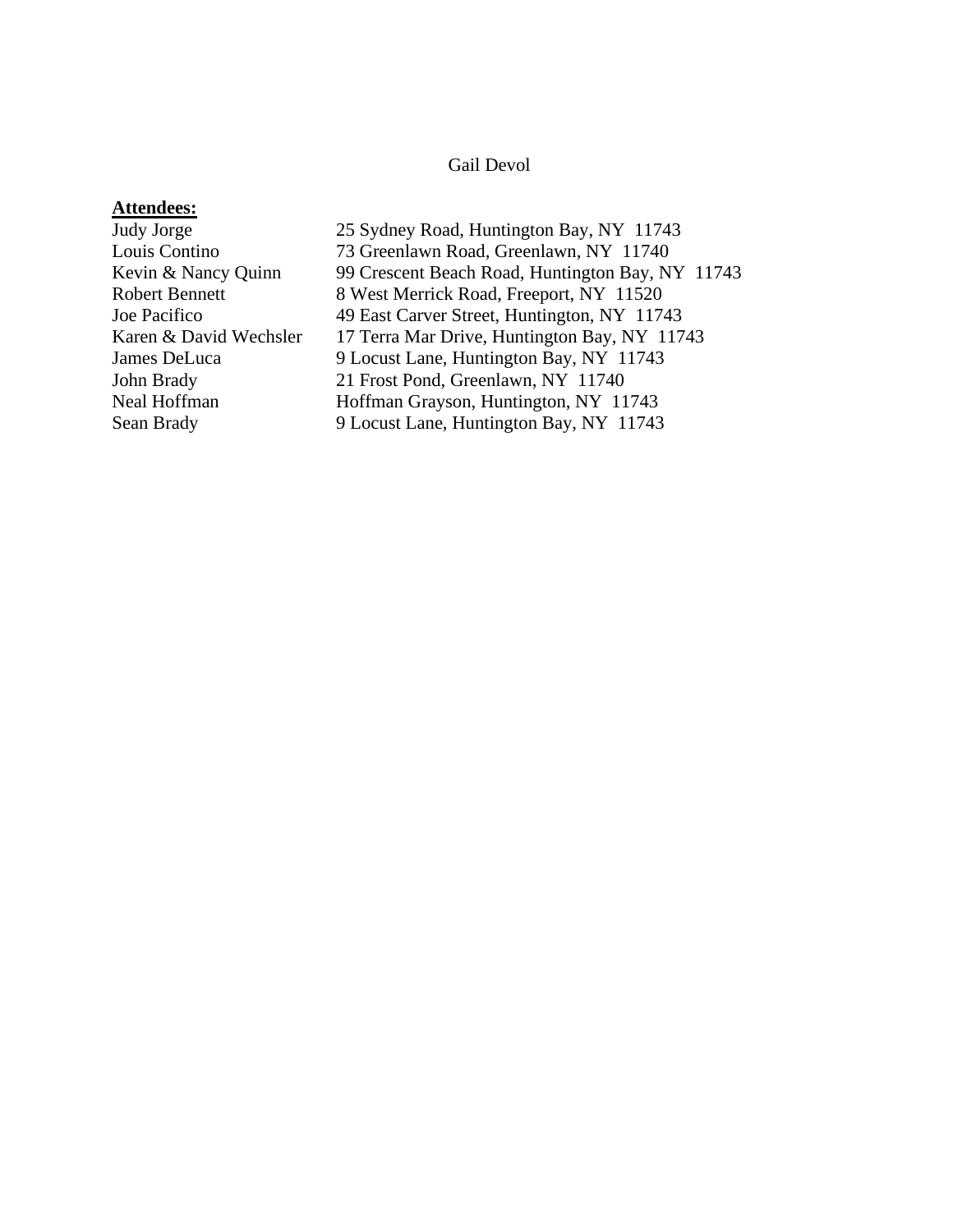Gail Devol

**Attendees:**

| | |
|---|---|
| Judy Jorge | 25 Sydney Road, Huntington Bay, NY 11743 |
| Louis Contino | 73 Greenlawn Road, Greenlawn, NY 11740 |
| Kevin & Nancy Quinn | 99 Crescent Beach Road, Huntington Bay, NY 11743 |
| Robert Bennett | 8 West Merrick Road, Freeport, NY 11520 |
| Joe Pacifico | 49 East Carver Street, Huntington, NY 11743 |
| Karen & David Wechsler | 17 Terra Mar Drive, Huntington Bay, NY 11743 |
| James DeLuca | 9 Locust Lane, Huntington Bay, NY 11743 |
| John Brady | 21 Frost Pond, Greenlawn, NY 11740 |
| Neal Hoffman | Hoffman Grayson, Huntington, NY 11743 |
| Sean Brady | 9 Locust Lane, Huntington Bay, NY 11743 |